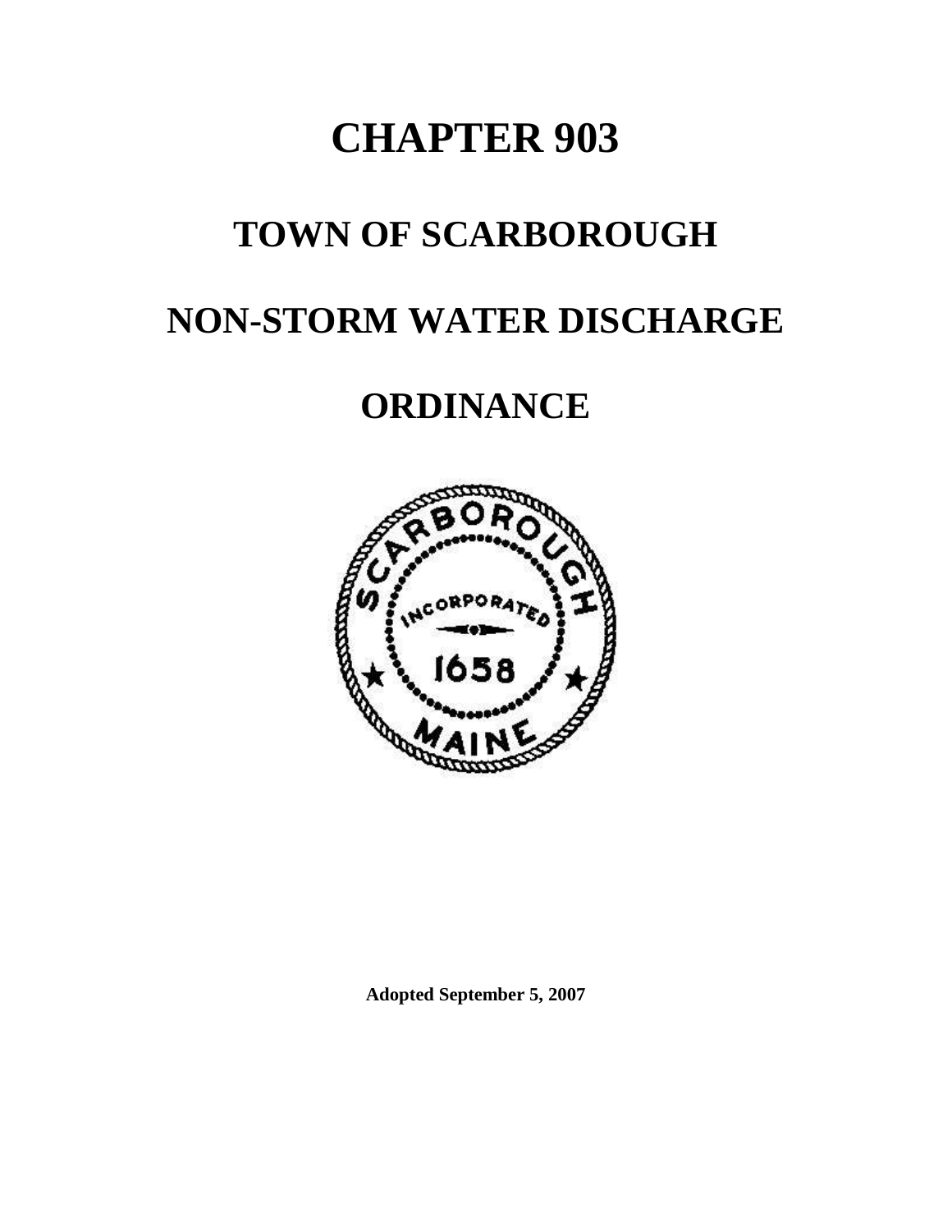# CHAPTER 903

# TOWN OF SCARBOROUGH

# NON-STORM WATER DISCHARGE

# ORDINANCE

**Adopted September 5, 2007**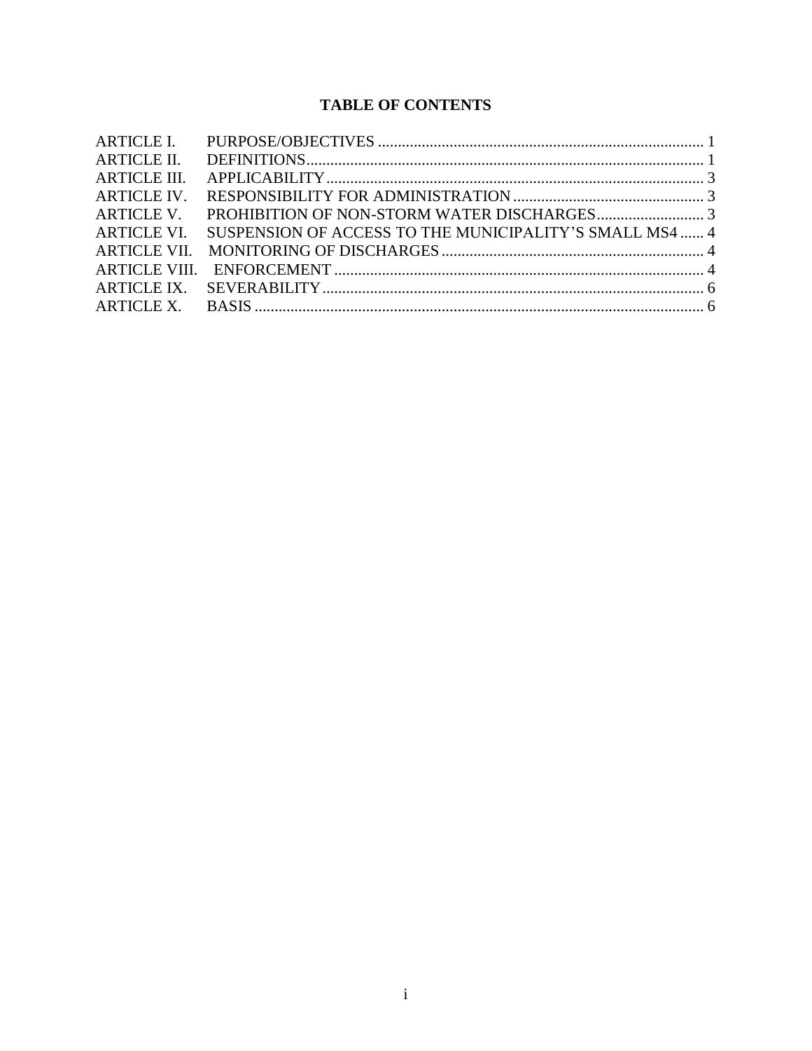# TABLE OF CONTENTS

| | | |
|---|---|---|
| ARTICLE I. | PURPOSE/OBJECTIVES | 1 |
| ARTICLE II. | DEFINITIONS | 1 |
| ARTICLE III. | APPLICABILITY | 3 |
| ARTICLE IV. | RESPONSIBILITY FOR ADMINISTRATION | 3 |
| ARTICLE V. | PROHIBITION OF NON-STORM WATER DISCHARGES | 3 |
| ARTICLE VI. | SUSPENSION OF ACCESS TO THE MUNICIPALITY'S SMALL MS4 | 4 |
| ARTICLE VII. | MONITORING OF DISCHARGES | 4 |
| ARTICLE VIII. | ENFORCEMENT | 4 |
| ARTICLE IX. | SEVERABILITY | 6 |
| ARTICLE X. | BASIS | 6 |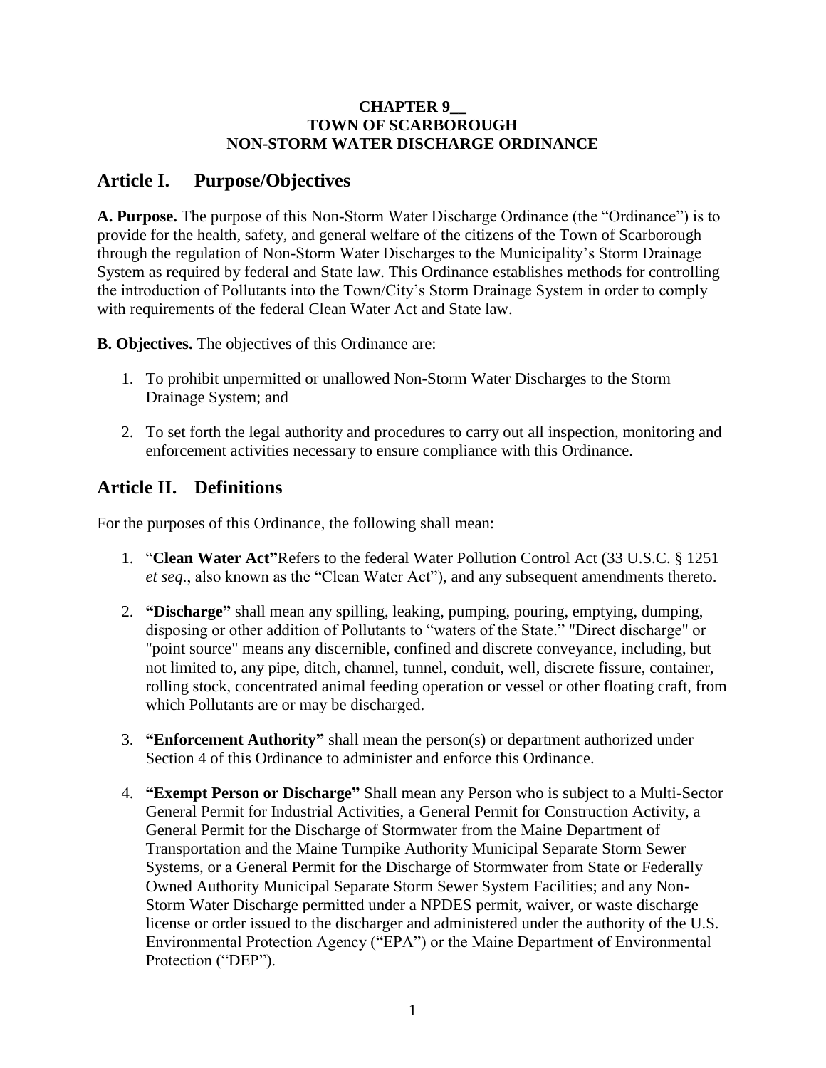**CHAPTER 9__**
**TOWN OF SCARBOROUGH**
**NON-STORM WATER DISCHARGE ORDINANCE**

## Article I. Purpose/Objectives

**A. Purpose.** The purpose of this Non-Storm Water Discharge Ordinance (the "Ordinance") is to provide for the health, safety, and general welfare of the citizens of the Town of Scarborough through the regulation of Non-Storm Water Discharges to the Municipality's Storm Drainage System as required by federal and State law. This Ordinance establishes methods for controlling the introduction of Pollutants into the Town/City's Storm Drainage System in order to comply with requirements of the federal Clean Water Act and State law.

**B. Objectives.** The objectives of this Ordinance are:

1. To prohibit unpermitted or unallowed Non-Storm Water Discharges to the Storm Drainage System; and

2. To set forth the legal authority and procedures to carry out all inspection, monitoring and enforcement activities necessary to ensure compliance with this Ordinance.

## Article II. Definitions

For the purposes of this Ordinance, the following shall mean:

1. "**Clean Water Act"**Refers to the federal Water Pollution Control Act (33 U.S.C. § 1251 *et seq*., also known as the "Clean Water Act"), and any subsequent amendments thereto.

2. **"Discharge"** shall mean any spilling, leaking, pumping, pouring, emptying, dumping, disposing or other addition of Pollutants to "waters of the State." "Direct discharge" or "point source" means any discernible, confined and discrete conveyance, including, but not limited to, any pipe, ditch, channel, tunnel, conduit, well, discrete fissure, container, rolling stock, concentrated animal feeding operation or vessel or other floating craft, from which Pollutants are or may be discharged.

3. **"Enforcement Authority"** shall mean the person(s) or department authorized under Section 4 of this Ordinance to administer and enforce this Ordinance.

4. **"Exempt Person or Discharge"** Shall mean any Person who is subject to a Multi-Sector General Permit for Industrial Activities, a General Permit for Construction Activity, a General Permit for the Discharge of Stormwater from the Maine Department of Transportation and the Maine Turnpike Authority Municipal Separate Storm Sewer Systems, or a General Permit for the Discharge of Stormwater from State or Federally Owned Authority Municipal Separate Storm Sewer System Facilities; and any Non-Storm Water Discharge permitted under a NPDES permit, waiver, or waste discharge license or order issued to the discharger and administered under the authority of the U.S. Environmental Protection Agency ("EPA") or the Maine Department of Environmental Protection ("DEP").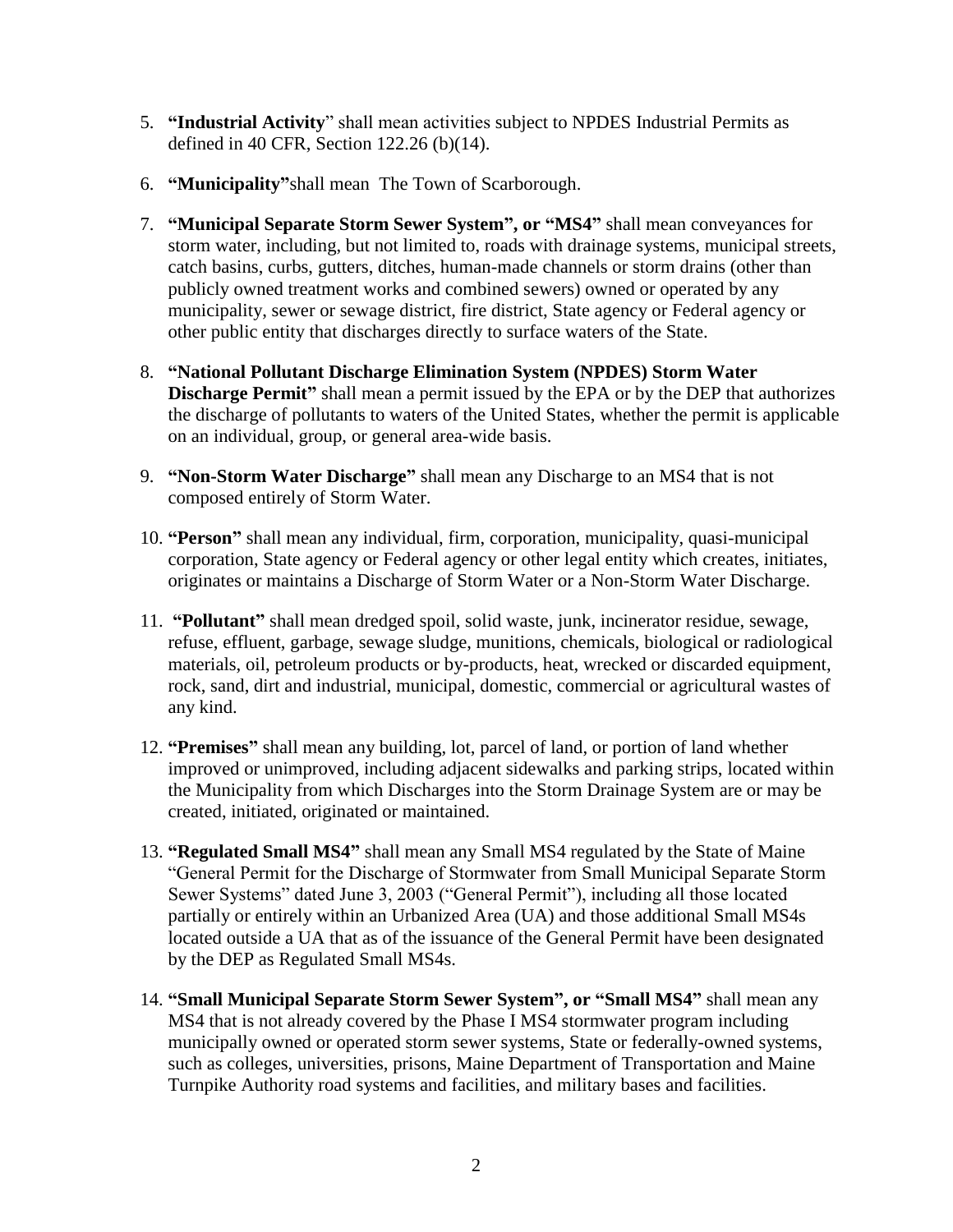5. **"Industrial Activity"** shall mean activities subject to NPDES Industrial Permits as defined in 40 CFR, Section 122.26 (b)(14).

6. **"Municipality"** shall mean The Town of Scarborough.

7. **"Municipal Separate Storm Sewer System", or "MS4"** shall mean conveyances for storm water, including, but not limited to, roads with drainage systems, municipal streets, catch basins, curbs, gutters, ditches, human-made channels or storm drains (other than publicly owned treatment works and combined sewers) owned or operated by any municipality, sewer or sewage district, fire district, State agency or Federal agency or other public entity that discharges directly to surface waters of the State.

8. **"National Pollutant Discharge Elimination System (NPDES) Storm Water Discharge Permit"** shall mean a permit issued by the EPA or by the DEP that authorizes the discharge of pollutants to waters of the United States, whether the permit is applicable on an individual, group, or general area-wide basis.

9. **"Non-Storm Water Discharge"** shall mean any Discharge to an MS4 that is not composed entirely of Storm Water.

10. **"Person"** shall mean any individual, firm, corporation, municipality, quasi-municipal corporation, State agency or Federal agency or other legal entity which creates, initiates, originates or maintains a Discharge of Storm Water or a Non-Storm Water Discharge.

11. **"Pollutant"** shall mean dredged spoil, solid waste, junk, incinerator residue, sewage, refuse, effluent, garbage, sewage sludge, munitions, chemicals, biological or radiological materials, oil, petroleum products or by-products, heat, wrecked or discarded equipment, rock, sand, dirt and industrial, municipal, domestic, commercial or agricultural wastes of any kind.

12. **"Premises"** shall mean any building, lot, parcel of land, or portion of land whether improved or unimproved, including adjacent sidewalks and parking strips, located within the Municipality from which Discharges into the Storm Drainage System are or may be created, initiated, originated or maintained.

13. **"Regulated Small MS4"** shall mean any Small MS4 regulated by the State of Maine "General Permit for the Discharge of Stormwater from Small Municipal Separate Storm Sewer Systems" dated June 3, 2003 ("General Permit"), including all those located partially or entirely within an Urbanized Area (UA) and those additional Small MS4s located outside a UA that as of the issuance of the General Permit have been designated by the DEP as Regulated Small MS4s.

14. **"Small Municipal Separate Storm Sewer System", or "Small MS4"** shall mean any MS4 that is not already covered by the Phase I MS4 stormwater program including municipally owned or operated storm sewer systems, State or federally-owned systems, such as colleges, universities, prisons, Maine Department of Transportation and Maine Turnpike Authority road systems and facilities, and military bases and facilities.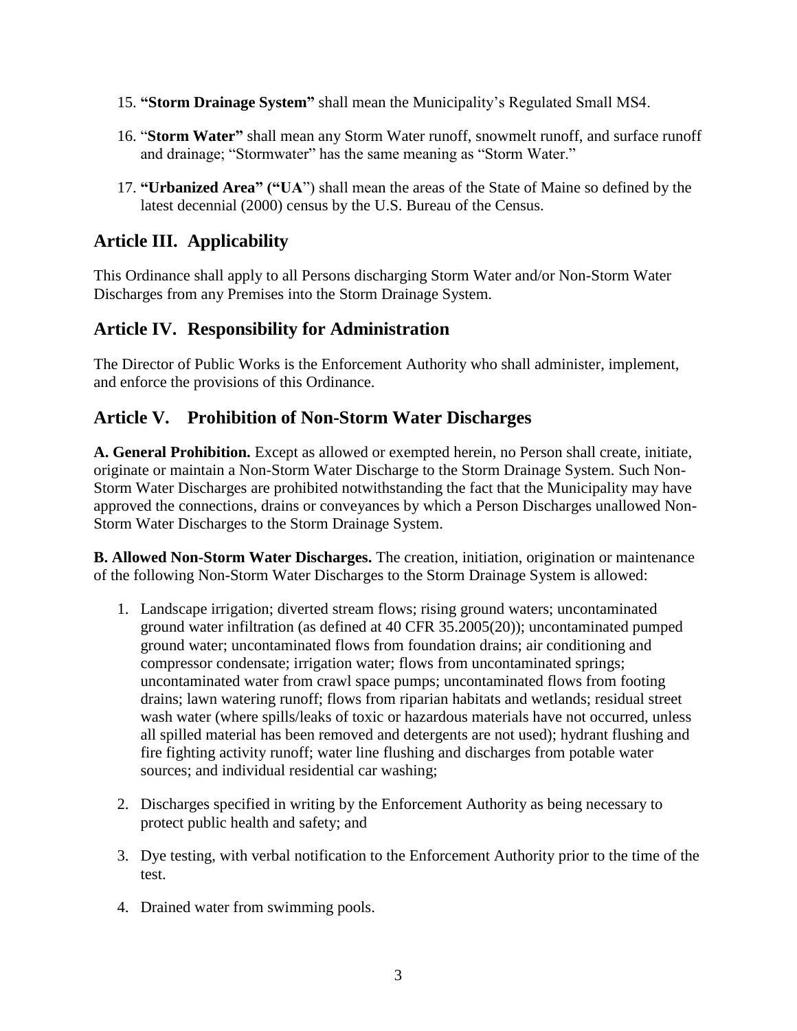15. **"Storm Drainage System"** shall mean the Municipality's Regulated Small MS4.

16. "**Storm Water"** shall mean any Storm Water runoff, snowmelt runoff, and surface runoff and drainage; "Stormwater" has the same meaning as "Storm Water."

17. **"Urbanized Area" ("UA**") shall mean the areas of the State of Maine so defined by the latest decennial (2000) census by the U.S. Bureau of the Census.

## Article III. Applicability

This Ordinance shall apply to all Persons discharging Storm Water and/or Non-Storm Water Discharges from any Premises into the Storm Drainage System.

## Article IV. Responsibility for Administration

The Director of Public Works is the Enforcement Authority who shall administer, implement, and enforce the provisions of this Ordinance.

## Article V. Prohibition of Non-Storm Water Discharges

**A. General Prohibition.** Except as allowed or exempted herein, no Person shall create, initiate, originate or maintain a Non-Storm Water Discharge to the Storm Drainage System. Such Non-Storm Water Discharges are prohibited notwithstanding the fact that the Municipality may have approved the connections, drains or conveyances by which a Person Discharges unallowed Non-Storm Water Discharges to the Storm Drainage System.

**B. Allowed Non-Storm Water Discharges.** The creation, initiation, origination or maintenance of the following Non-Storm Water Discharges to the Storm Drainage System is allowed:

1. Landscape irrigation; diverted stream flows; rising ground waters; uncontaminated ground water infiltration (as defined at 40 CFR 35.2005(20)); uncontaminated pumped ground water; uncontaminated flows from foundation drains; air conditioning and compressor condensate; irrigation water; flows from uncontaminated springs; uncontaminated water from crawl space pumps; uncontaminated flows from footing drains; lawn watering runoff; flows from riparian habitats and wetlands; residual street wash water (where spills/leaks of toxic or hazardous materials have not occurred, unless all spilled material has been removed and detergents are not used); hydrant flushing and fire fighting activity runoff; water line flushing and discharges from potable water sources; and individual residential car washing;

2. Discharges specified in writing by the Enforcement Authority as being necessary to protect public health and safety; and

3. Dye testing, with verbal notification to the Enforcement Authority prior to the time of the test.

4. Drained water from swimming pools.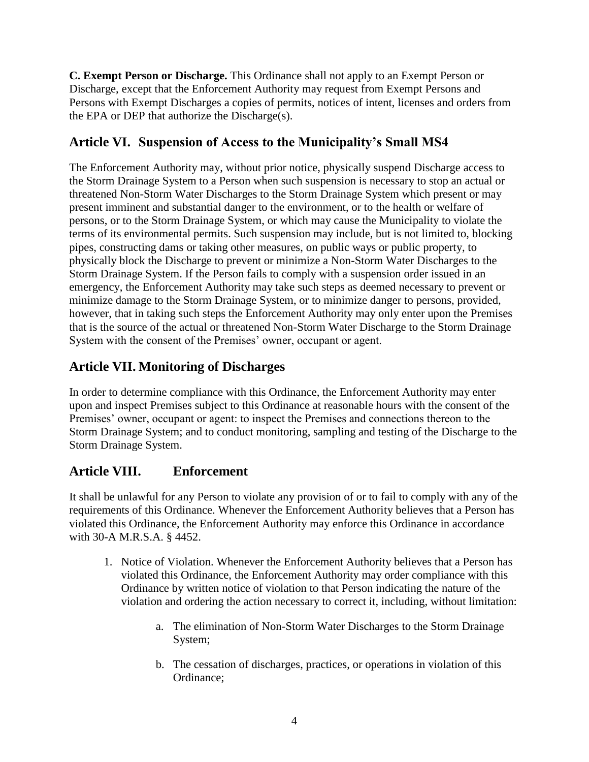**C. Exempt Person or Discharge.** This Ordinance shall not apply to an Exempt Person or Discharge, except that the Enforcement Authority may request from Exempt Persons and Persons with Exempt Discharges a copies of permits, notices of intent, licenses and orders from the EPA or DEP that authorize the Discharge(s).

## Article VI. Suspension of Access to the Municipality's Small MS4

The Enforcement Authority may, without prior notice, physically suspend Discharge access to the Storm Drainage System to a Person when such suspension is necessary to stop an actual or threatened Non-Storm Water Discharges to the Storm Drainage System which present or may present imminent and substantial danger to the environment, or to the health or welfare of persons, or to the Storm Drainage System, or which may cause the Municipality to violate the terms of its environmental permits. Such suspension may include, but is not limited to, blocking pipes, constructing dams or taking other measures, on public ways or public property, to physically block the Discharge to prevent or minimize a Non-Storm Water Discharges to the Storm Drainage System. If the Person fails to comply with a suspension order issued in an emergency, the Enforcement Authority may take such steps as deemed necessary to prevent or minimize damage to the Storm Drainage System, or to minimize danger to persons, provided, however, that in taking such steps the Enforcement Authority may only enter upon the Premises that is the source of the actual or threatened Non-Storm Water Discharge to the Storm Drainage System with the consent of the Premises' owner, occupant or agent.

## Article VII. Monitoring of Discharges

In order to determine compliance with this Ordinance, the Enforcement Authority may enter upon and inspect Premises subject to this Ordinance at reasonable hours with the consent of the Premises' owner, occupant or agent: to inspect the Premises and connections thereon to the Storm Drainage System; and to conduct monitoring, sampling and testing of the Discharge to the Storm Drainage System.

## Article VIII. Enforcement

It shall be unlawful for any Person to violate any provision of or to fail to comply with any of the requirements of this Ordinance. Whenever the Enforcement Authority believes that a Person has violated this Ordinance, the Enforcement Authority may enforce this Ordinance in accordance with 30-A M.R.S.A. § 4452.

1. Notice of Violation. Whenever the Enforcement Authority believes that a Person has violated this Ordinance, the Enforcement Authority may order compliance with this Ordinance by written notice of violation to that Person indicating the nature of the violation and ordering the action necessary to correct it, including, without limitation:

    a. The elimination of Non-Storm Water Discharges to the Storm Drainage System;

    b. The cessation of discharges, practices, or operations in violation of this Ordinance;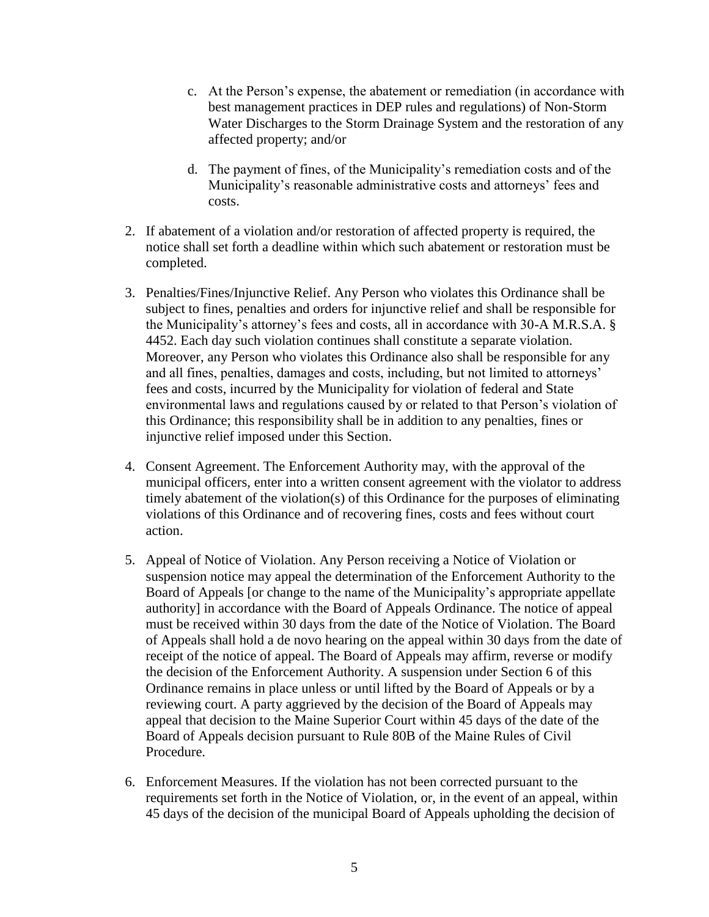c. At the Person's expense, the abatement or remediation (in accordance with best management practices in DEP rules and regulations) of Non-Storm Water Discharges to the Storm Drainage System and the restoration of any affected property; and/or

   d. The payment of fines, of the Municipality's remediation costs and of the Municipality's reasonable administrative costs and attorneys' fees and costs.

2. If abatement of a violation and/or restoration of affected property is required, the notice shall set forth a deadline within which such abatement or restoration must be completed.

3. Penalties/Fines/Injunctive Relief. Any Person who violates this Ordinance shall be subject to fines, penalties and orders for injunctive relief and shall be responsible for the Municipality's attorney's fees and costs, all in accordance with 30-A M.R.S.A. § 4452. Each day such violation continues shall constitute a separate violation. Moreover, any Person who violates this Ordinance also shall be responsible for any and all fines, penalties, damages and costs, including, but not limited to attorneys' fees and costs, incurred by the Municipality for violation of federal and State environmental laws and regulations caused by or related to that Person's violation of this Ordinance; this responsibility shall be in addition to any penalties, fines or injunctive relief imposed under this Section.

4. Consent Agreement. The Enforcement Authority may, with the approval of the municipal officers, enter into a written consent agreement with the violator to address timely abatement of the violation(s) of this Ordinance for the purposes of eliminating violations of this Ordinance and of recovering fines, costs and fees without court action.

5. Appeal of Notice of Violation. Any Person receiving a Notice of Violation or suspension notice may appeal the determination of the Enforcement Authority to the Board of Appeals [or change to the name of the Municipality's appropriate appellate authority] in accordance with the Board of Appeals Ordinance. The notice of appeal must be received within 30 days from the date of the Notice of Violation. The Board of Appeals shall hold a de novo hearing on the appeal within 30 days from the date of receipt of the notice of appeal. The Board of Appeals may affirm, reverse or modify the decision of the Enforcement Authority. A suspension under Section 6 of this Ordinance remains in place unless or until lifted by the Board of Appeals or by a reviewing court. A party aggrieved by the decision of the Board of Appeals may appeal that decision to the Maine Superior Court within 45 days of the date of the Board of Appeals decision pursuant to Rule 80B of the Maine Rules of Civil Procedure.

6. Enforcement Measures. If the violation has not been corrected pursuant to the requirements set forth in the Notice of Violation, or, in the event of an appeal, within 45 days of the decision of the municipal Board of Appeals upholding the decision of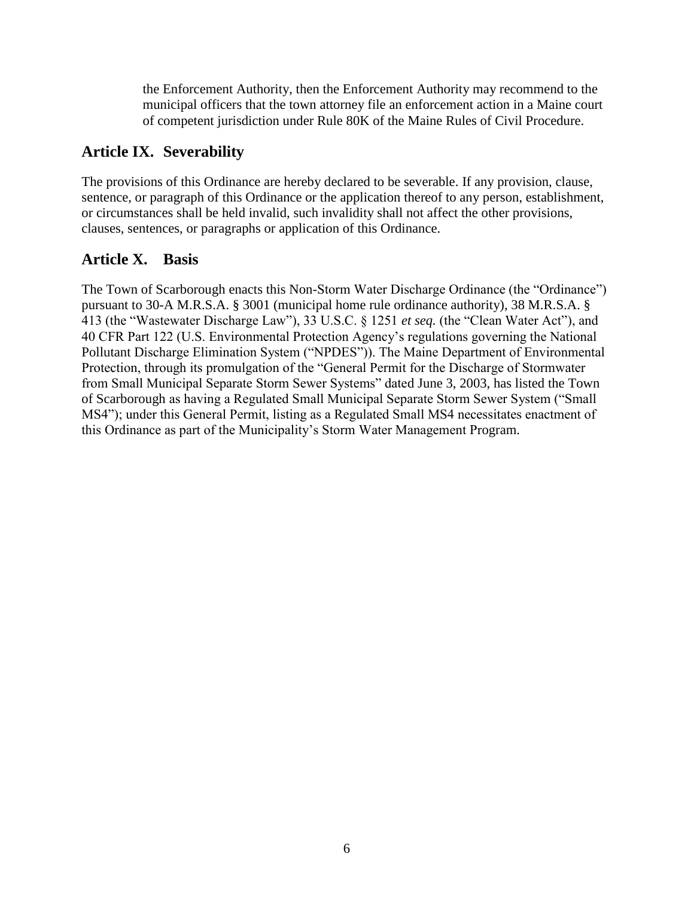the Enforcement Authority, then the Enforcement Authority may recommend to the municipal officers that the town attorney file an enforcement action in a Maine court of competent jurisdiction under Rule 80K of the Maine Rules of Civil Procedure.

## Article IX. Severability

The provisions of this Ordinance are hereby declared to be severable. If any provision, clause, sentence, or paragraph of this Ordinance or the application thereof to any person, establishment, or circumstances shall be held invalid, such invalidity shall not affect the other provisions, clauses, sentences, or paragraphs or application of this Ordinance.

## Article X. Basis

The Town of Scarborough enacts this Non-Storm Water Discharge Ordinance (the "Ordinance") pursuant to 30-A M.R.S.A. § 3001 (municipal home rule ordinance authority), 38 M.R.S.A. § 413 (the "Wastewater Discharge Law"), 33 U.S.C. § 1251 *et seq.* (the "Clean Water Act"), and 40 CFR Part 122 (U.S. Environmental Protection Agency's regulations governing the National Pollutant Discharge Elimination System ("NPDES")). The Maine Department of Environmental Protection, through its promulgation of the "General Permit for the Discharge of Stormwater from Small Municipal Separate Storm Sewer Systems" dated June 3, 2003, has listed the Town of Scarborough as having a Regulated Small Municipal Separate Storm Sewer System ("Small MS4"); under this General Permit, listing as a Regulated Small MS4 necessitates enactment of this Ordinance as part of the Municipality's Storm Water Management Program.